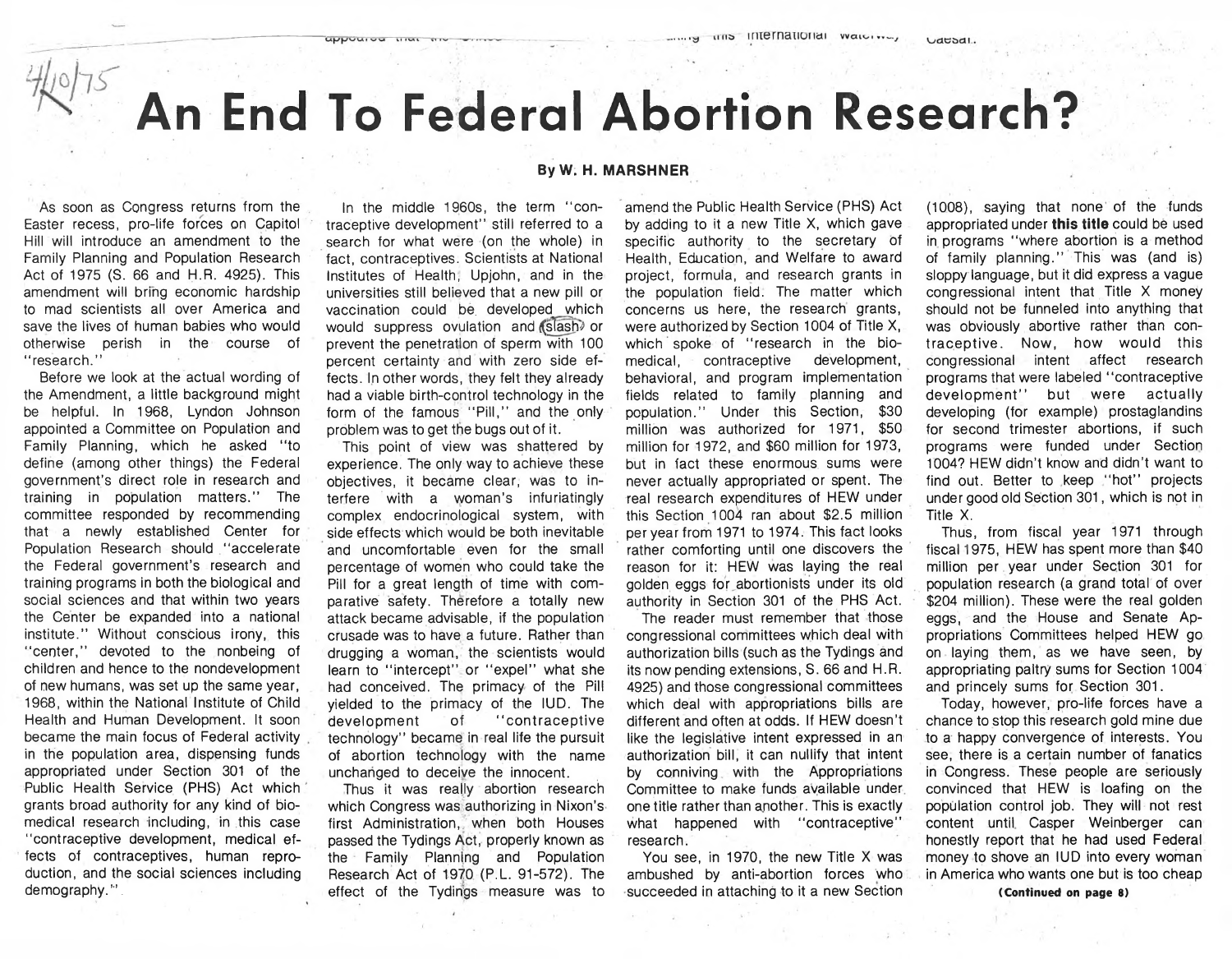4/10/75

# An End To Federal Abortion Research?

**By W. H. MARSHNER**

As soon as Congress returns from the Easter recess, pro-life forces on Capitol Hill will introduce an amendment to the Family Planning and Population Research Act of 1975 (S. 66 and H.R. 4925). This amendment will bring economic hardship to mad scientists all over America and save the lives of human babies who would otherwise perish in the course of "research."

Before we look at the actual wording of the Amendment, a little background might be helpful. In 1968, Lyndon Johnson appointed a Committee on Population and Family Planning, which he asked "to define (among other things) the Federal government's direct role in research and training in population matters." The committee responded by recommending that a newly established Center for Population Research should "accelerate the Federal government's research and training programs in both the biological and social sciences and that within two years the Center be expanded into a national institute." Without conscious irony, this "center," devoted to the nonbeing of children and hence to the nondevelopment of new humans, was set up the same year, 1968, within the National Institute of Child Health and Human Development. It soon became the main focus of Federal activity in the population area, dispensing funds appropriated under Section 301 of the Public Health Service (PHS) Act which grants broad authority for any kind of biomedical research including, in this case "contraceptive development, medical effects of contraceptives, human reproduction, and the social sciences including demography."

In the middle 1960s, the term "contraceptive development" still referred to a search for what were (on the whole) in fact, contraceptives. Scientists at National Institutes of Health, Upjohn, and in the universities still believed that a new pill or vaccination could be developed which would suppress ovulation and (slash) or prevent the penetration of sperm with 100 percent certainty and with zero side effects. In other words, they felt they already had a viable birth-control technology in the form of the famous "Pill," and the only problem was to get the bugs out of it.

This point of view was shattered by experience. The only way to achieve these objectives, it became clear, was to interfere with a woman's infuriatingly complex endocrinological system, with side effects which would be both inevitable and uncomfortable even for the small percentage of women who could take the Pill for a great length of time with comparative safety. Therefore a totally new attack became advisable, if the population crusade was to have a future. Rather than drugging a woman, the scientists would learn to "intercept" or "expel" what she had conceived. The primacy of the Pill yielded to the primacy of the IUD. The development of "contraceptive technology" became in real life the pursuit of abortion technology with the name unchanged to deceive the innocent.

Thus it was really abortion research which Congress was authorizing in Nixon's first Administration, when both Houses passed the Tydings Act, properly known as the Family Planning and Population Research Act of 1970 (P.L. 91-572). The effect of the Tydings measure was to amend the Public Health Service (PHS) Act by adding to it a new Title X, which gave specific authority to the secretary of Health, Education, and Welfare to award project, formula, and research grants in the population field. The matter which concerns us here, the research grants, were authorized by Section 1004 of Title X, which spoke of "research in the biomedical, contraceptive development, behavioral, and program implementation fields related to family planning and population." Under this Section, $30 million was authorized for 1971, $50 million for 1972, and $60 million for 1973, but in fact these enormous sums were never actually appropriated or spent. The real research expenditures of HEW under this Section 1004 ran about $2.5 million per year from 1971 to 1974. This fact looks rather comforting until one discovers the reason for it: HEW was laying the real golden eggs for abortionists under its old authority in Section 301 of the PHS Act.

The reader must remember that those congressional committees which deal with authorization bills (such as the Tydings and its now pending extensions, S. 66 and H.R. 4925) and those congressional committees which deal with appropriations bills are different and often at odds. If HEW doesn't like the legislative intent expressed in an authorization bill, it can nullify that intent by conniving with the Appropriations Committee to make funds available under one title rather than another. This is exactly what happened with "contraceptive" research.

You see, in 1970, the new Title X was ambushed by anti-abortion forces who succeeded in attaching to it a new Section (1008), saying that none of the funds appropriated under **this title** could be used in programs "where abortion is a method of family planning." This was (and is) sloppy language, but it did express a vague congressional intent that Title X money should not be funneled into anything that was obviously abortive rather than contraceptive. Now, how would this congressional intent affect research programs that were labeled "contraceptive development" but were actually developing (for example) prostaglandins for second trimester abortions, if such programs were funded under Section 1004? HEW didn't know and didn't want to find out. Better to keep "hot" projects under good old Section 301, which is not in Title X.

Thus, from fiscal year 1971 through fiscal 1975, HEW has spent more than $40 million per year under Section 301 for population research (a grand total of over $204 million). These were the real golden eggs, and the House and Senate Appropriations Committees helped HEW go on laying them, as we have seen, by appropriating paltry sums for Section 1004 and princely sums for Section 301.

Today, however, pro-life forces have a chance to stop this research gold mine due to a happy convergence of interests. You see, there is a certain number of fanatics in Congress. These people are seriously convinced that HEW is loafing on the population control job. They will not rest content until Casper Weinberger can honestly report that he had used Federal money to shove an IUD into every woman in America who wants one but is too cheap

**(Continued on page 8)**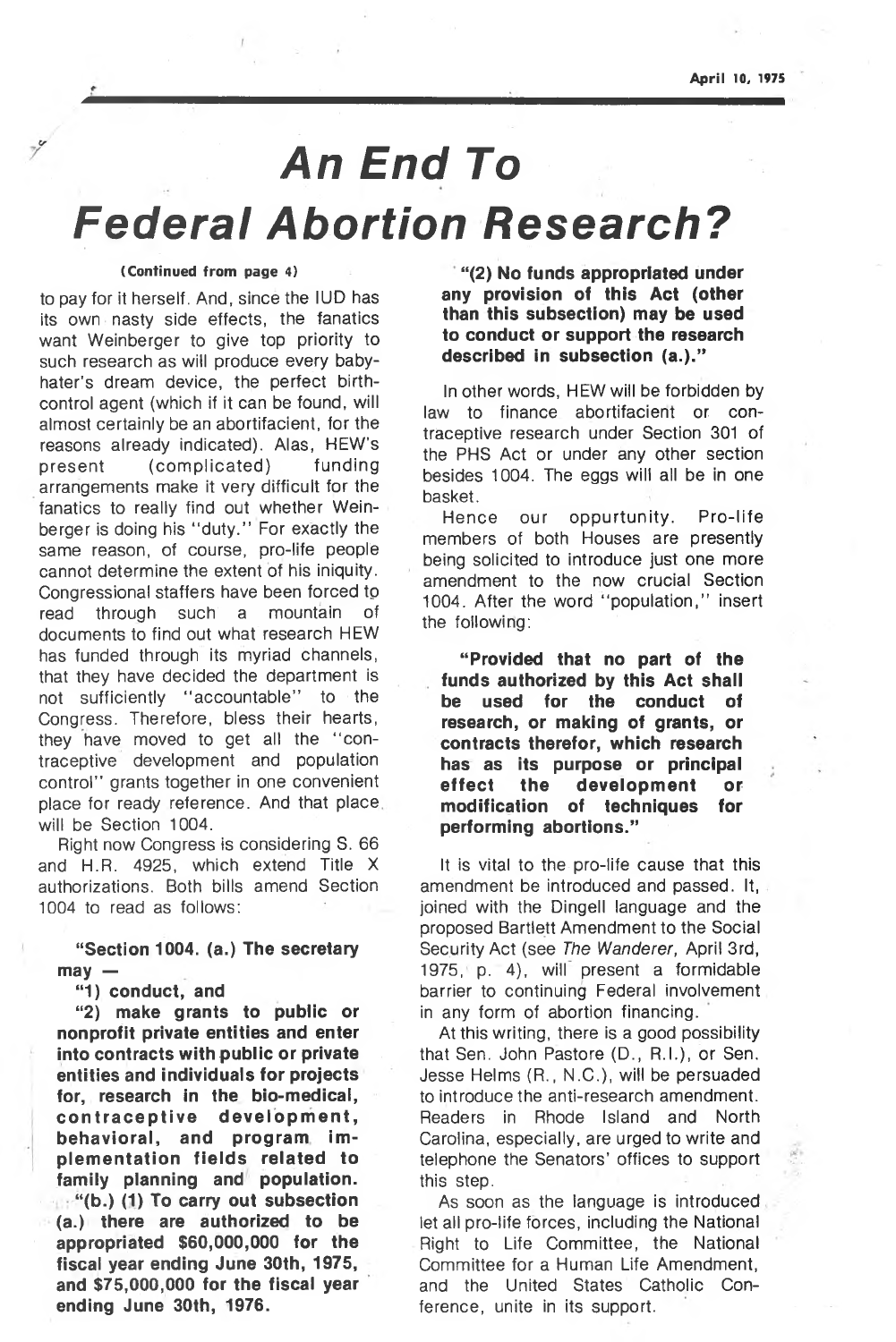# An End To Federal Abortion Research?

(Continued from page 4)

to pay for it herself. And, since the IUD has its own nasty side effects, the fanatics want Weinberger to give top priority to such research as will produce every baby-hater's dream device, the perfect birth-control agent (which if it can be found, will almost certainly be an abortifacient, for the reasons already indicated). Alas, HEW's present (complicated) funding arrangements make it very difficult for the fanatics to really find out whether Weinberger is doing his "duty." For exactly the same reason, of course, pro-life people cannot determine the extent of his iniquity. Congressional staffers have been forced to read through such a mountain of documents to find out what research HEW has funded through its myriad channels, that they have decided the department is not sufficiently "accountable" to the Congress. Therefore, bless their hearts, they have moved to get all the "contraceptive development and population control" grants together in one convenient place for ready reference. And that place will be Section 1004.

Right now Congress is considering S. 66 and H.R. 4925, which extend Title X authorizations. Both bills amend Section 1004 to read as follows:

> **"Section 1004. (a.) The secretary may —**
>
> **"1) conduct, and**
>
> **"2) make grants to public or nonprofit private entities and enter into contracts with public or private entities and individuals for projects for, research in the bio-medical, contraceptive development, behavioral, and program implementation fields related to family planning and population.**
>
> **"(b.) (1) To carry out subsection (a.) there are authorized to be appropriated $60,000,000 for the fiscal year ending June 30th, 1975, and $75,000,000 for the fiscal year ending June 30th, 1976.**
>
> **"(2) No funds appropriated under any provision of this Act (other than this subsection) may be used to conduct or support the research described in subsection (a.)."**

In other words, HEW will be forbidden by law to finance abortifacient or contraceptive research under Section 301 of the PHS Act or under any other section besides 1004. The eggs will all be in one basket.

Hence our oppurtunity. Pro-life members of both Houses are presently being solicited to introduce just one more amendment to the now crucial Section 1004. After the word "population," insert the following:

> **"Provided that no part of the funds authorized by this Act shall be used for the conduct of research, or making of grants, or contracts therefor, which research has as its purpose or principal effect the development or modification of techniques for performing abortions."**

It is vital to the pro-life cause that this amendment be introduced and passed. It, joined with the Dingell language and the proposed Bartlett Amendment to the Social Security Act (see *The Wanderer*, April 3rd, 1975, p. 4), will present a formidable barrier to continuing Federal involvement in any form of abortion financing.

At this writing, there is a good possibility that Sen. John Pastore (D., R.I.), or Sen. Jesse Helms (R., N.C.), will be persuaded to introduce the anti-research amendment. Readers in Rhode Island and North Carolina, especially, are urged to write and telephone the Senators' offices to support this step.

As soon as the language is introduced let all pro-life forces, including the National Right to Life Committee, the National Committee for a Human Life Amendment, and the United States Catholic Conference, unite in its support.